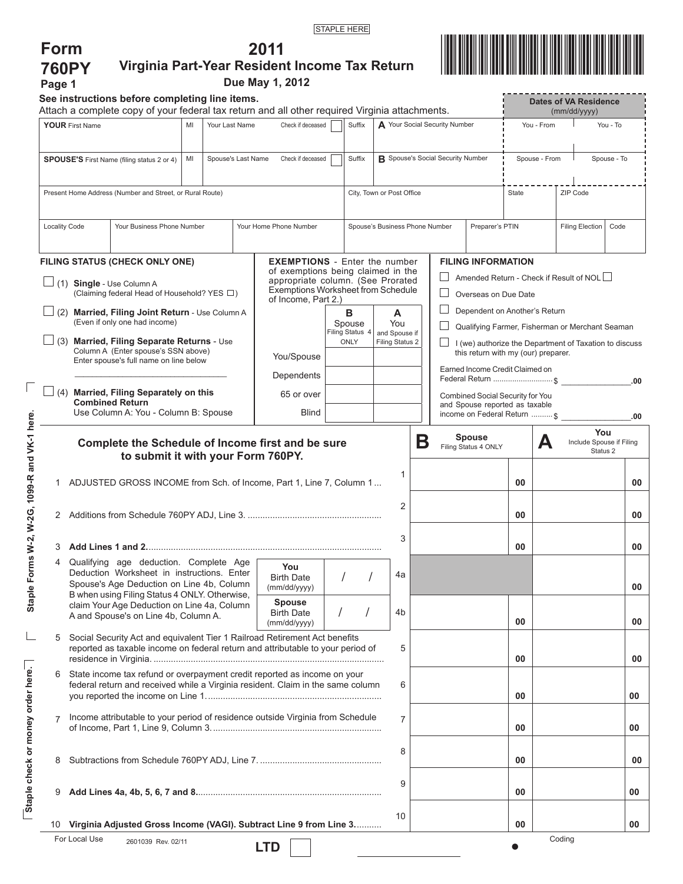STAPLE HERE

# Form 760PY

Page 1

## 2011 Virginia Part-Year Resident Income Tax Return

**Due May 1, 2012**

**See instructions before completing line items.**
Attach a complete copy of your federal tax return and all other required Virginia attachments.

| **YOUR** First Name | MI | Your Last Name | Check if deceased ☐ | Suffix | **A** Your Social Security Number | Dates of VA Residence (mm/dd/yyyy) You - From | You - To |
|---|---|---|---|---|---|---|---|
| **SPOUSE'S** First Name (filing status 2 or 4) | MI | Spouse's Last Name | Check if deceased ☐ | Suffix | **B** Spouse's Social Security Number | Spouse - From | Spouse - To |

| Present Home Address (Number and Street, or Rural Route) | City, Town or Post Office | State | ZIP Code |
|---|---|---|---|
| | | | |

| Locality Code | Your Business Phone Number | Your Home Phone Number | Spouse's Business Phone Number | Preparer's PTIN | Filing Election | Code |
|---|---|---|---|---|---|---|
| | | | | | | |

### FILING STATUS (CHECK ONLY ONE)

☐ (1) **Single** - Use Column A (Claiming federal Head of Household? YES ☐)

☐ (2) **Married, Filing Joint Return** - Use Column A (Even if only one had income)

☐ (3) **Married, Filing Separate Returns** - Use Column A (Enter spouse's SSN above) Enter spouse's full name on line below

\_\_\_\_\_\_\_\_\_\_\_\_\_\_\_\_\_\_\_\_\_\_\_\_\_\_\_\_\_\_

☐ (4) **Married, Filing Separately on this Combined Return** Use Column A: You - Column B: Spouse

### EXEMPTIONS

**EXEMPTIONS** - Enter the number of exemptions being claimed in the appropriate column. (See Prorated Exemptions Worksheet from Schedule of Income, Part 2.)

| | B Spouse Filing Status 4 ONLY | A You and Spouse if Filing Status 2 |
|---|---|---|
| You/Spouse | | |
| Dependents | | |
| 65 or over | | |
| Blind | | |

### FILING INFORMATION

☐ Amended Return - Check if Result of NOL ☐

☐ Overseas on Due Date

☐ Dependent on Another's Return

☐ Qualifying Farmer, Fisherman or Merchant Seaman

☐ I (we) authorize the Department of Taxation to discuss this return with my (our) preparer.

Earned Income Credit Claimed on Federal Return ............$ \_\_\_\_\_\_\_\_\_\_.00

Combined Social Security for You and Spouse reported as taxable income on Federal Return ..........$ \_\_\_\_\_\_\_\_\_\_.00

**Complete the Schedule of Income first and be sure to submit it with your Form 760PY.**

| Line | Description | | B Spouse Filing Status 4 ONLY | A You Include Spouse if Filing Status 2 |
|---|---|---|---|---|
| 1 | ADJUSTED GROSS INCOME from Sch. of Income, Part 1, Line 7, Column 1 ... | 1 | 00 | 00 |
| 2 | Additions from Schedule 760PY ADJ, Line 3. ..... | 2 | 00 | 00 |
| 3 | **Add Lines 1 and 2.** ..... | 3 | 00 | 00 |
| 4 | Qualifying age deduction. Complete Age Deduction Worksheet in instructions. Enter Spouse's Age Deduction on Line 4b, Column B when using Filing Status 4 ONLY. Otherwise, claim Your Age Deduction on Line 4a, Column A and Spouse's on Line 4b, Column A. **You** Birth Date (mm/dd/yyyy) / / | 4a | | 00 |
| | **Spouse** Birth Date (mm/dd/yyyy) / / | 4b | 00 | 00 |
| 5 | Social Security Act and equivalent Tier 1 Railroad Retirement Act benefits reported as taxable income on federal return and attributable to your period of residence in Virginia. ..... | 5 | 00 | 00 |
| 6 | State income tax refund or overpayment credit reported as income on your federal return and received while a Virginia resident. Claim in the same column you reported the income on Line 1. ..... | 6 | 00 | 00 |
| 7 | Income attributable to your period of residence outside Virginia from Schedule of Income, Part 1, Line 9, Column 3. ..... | 7 | 00 | 00 |
| 8 | Subtractions from Schedule 760PY ADJ, Line 7. ..... | 8 | 00 | 00 |
| 9 | **Add Lines 4a, 4b, 5, 6, 7 and 8.** ..... | 9 | 00 | 00 |
| 10 | **Virginia Adjusted Gross Income (VAGI). Subtract Line 9 from Line 3.** ..... | 10 | 00 | 00 |

Staple Forms W-2, W-2G, 1099-R and VK-1 here.

Staple check or money order here.

For Local Use    2601039 Rev. 02/11    **LTD** ☐    Coding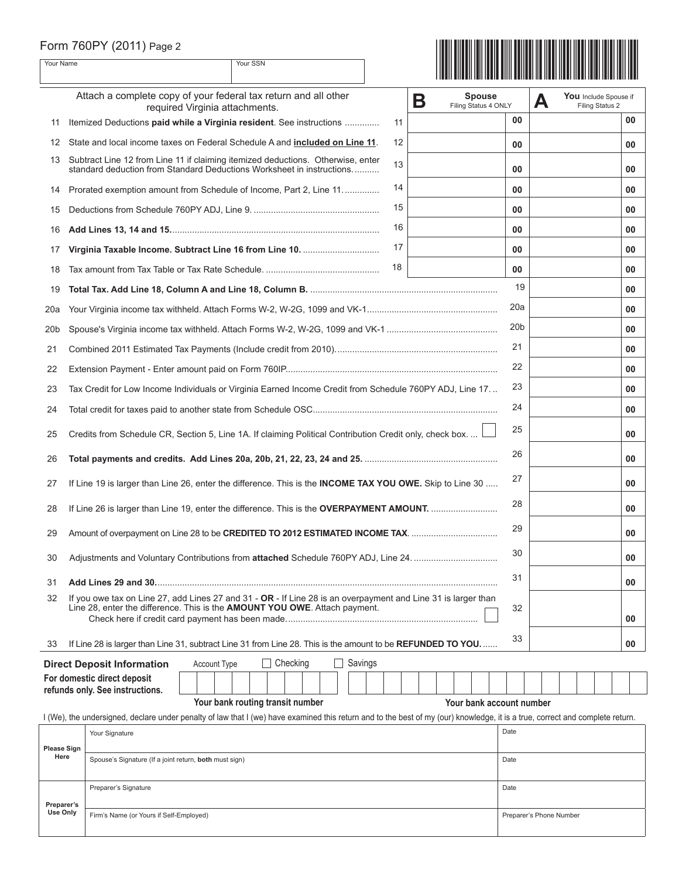Form 760PY (2011) Page 2

| Your Name | Your SSN |
|---|---|
| | |

Attach a complete copy of your federal tax return and all other required Virginia attachments.

| | | | **B** Spouse Filing Status 4 ONLY | **A** You Include Spouse if Filing Status 2 |
|---|---|---|---|---|
| 11 | Itemized Deductions **paid while a Virginia resident**. See instructions | 11 | 00 | 00 |
| 12 | State and local income taxes on Federal Schedule A and **included on Line 11**. | 12 | 00 | 00 |
| 13 | Subtract Line 12 from Line 11 if claiming itemized deductions. Otherwise, enter standard deduction from Standard Deductions Worksheet in instructions. | 13 | 00 | 00 |
| 14 | Prorated exemption amount from Schedule of Income, Part 2, Line 11. | 14 | 00 | 00 |
| 15 | Deductions from Schedule 760PY ADJ, Line 9. | 15 | 00 | 00 |
| 16 | **Add Lines 13, 14 and 15.** | 16 | 00 | 00 |
| 17 | **Virginia Taxable Income. Subtract Line 16 from Line 10.** | 17 | 00 | 00 |
| 18 | Tax amount from Tax Table or Tax Rate Schedule. | 18 | 00 | 00 |

| | | | |
|---|---|---|---|
| 19 | **Total Tax. Add Line 18, Column A and Line 18, Column B.** | 19 | 00 |
| 20a | Your Virginia income tax withheld. Attach Forms W-2, W-2G, 1099 and VK-1 | 20a | 00 |
| 20b | Spouse's Virginia income tax withheld. Attach Forms W-2, W-2G, 1099 and VK-1 | 20b | 00 |
| 21 | Combined 2011 Estimated Tax Payments (Include credit from 2010). | 21 | 00 |
| 22 | Extension Payment - Enter amount paid on Form 760IP. | 22 | 00 |
| 23 | Tax Credit for Low Income Individuals or Virginia Earned Income Credit from Schedule 760PY ADJ, Line 17. | 23 | 00 |
| 24 | Total credit for taxes paid to another state from Schedule OSC | 24 | 00 |
| 25 | Credits from Schedule CR, Section 5, Line 1A. If claiming Political Contribution Credit only, check box. ☐ | 25 | 00 |
| 26 | **Total payments and credits. Add Lines 20a, 20b, 21, 22, 23, 24 and 25.** | 26 | 00 |
| 27 | If Line 19 is larger than Line 26, enter the difference. This is the **INCOME TAX YOU OWE.** Skip to Line 30 | 27 | 00 |
| 28 | If Line 26 is larger than Line 19, enter the difference. This is the **OVERPAYMENT AMOUNT.** | 28 | 00 |
| 29 | Amount of overpayment on Line 28 to be **CREDITED TO 2012 ESTIMATED INCOME TAX**. | 29 | 00 |
| 30 | Adjustments and Voluntary Contributions from **attached** Schedule 760PY ADJ, Line 24. | 30 | 00 |
| 31 | **Add Lines 29 and 30.** | 31 | 00 |
| 32 | If you owe tax on Line 27, add Lines 27 and 31 - **OR** - If Line 28 is an overpayment and Line 31 is larger than Line 28, enter the difference. This is the **AMOUNT YOU OWE**. Attach payment. Check here if credit card payment has been made. ☐ | 32 | 00 |
| 33 | If Line 28 is larger than Line 31, subtract Line 31 from Line 28. This is the amount to be **REFUNDED TO YOU.** | 33 | 00 |

**Direct Deposit Information** Account Type ☐ Checking ☐ Savings

**For domestic direct deposit refunds only. See instructions.**

**Your bank routing transit number** **Your bank account number**

I (We), the undersigned, declare under penalty of law that I (we) have examined this return and to the best of my (our) knowledge, it is a true, correct and complete return.

| | | |
|---|---|---|
| **Please Sign Here** | Your Signature | Date |
| | Spouse's Signature (If a joint return, **both** must sign) | Date |
| **Preparer's Use Only** | Preparer's Signature | Date |
| | Firm's Name (or Yours if Self-Employed) | Preparer's Phone Number |